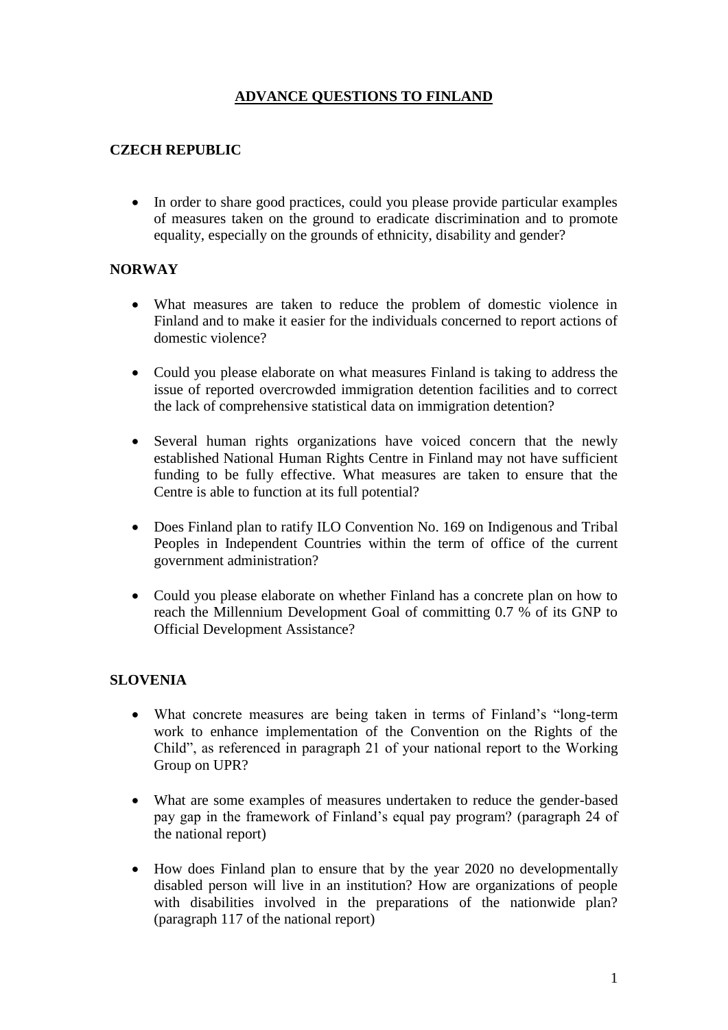# ADVANCE QUESTIONS TO FINLAND

## CZECH REPUBLIC

- In order to share good practices, could you please provide particular examples of measures taken on the ground to eradicate discrimination and to promote equality, especially on the grounds of ethnicity, disability and gender?

## NORWAY

- What measures are taken to reduce the problem of domestic violence in Finland and to make it easier for the individuals concerned to report actions of domestic violence?
- Could you please elaborate on what measures Finland is taking to address the issue of reported overcrowded immigration detention facilities and to correct the lack of comprehensive statistical data on immigration detention?
- Several human rights organizations have voiced concern that the newly established National Human Rights Centre in Finland may not have sufficient funding to be fully effective. What measures are taken to ensure that the Centre is able to function at its full potential?
- Does Finland plan to ratify ILO Convention No. 169 on Indigenous and Tribal Peoples in Independent Countries within the term of office of the current government administration?
- Could you please elaborate on whether Finland has a concrete plan on how to reach the Millennium Development Goal of committing 0.7 % of its GNP to Official Development Assistance?

## SLOVENIA

- What concrete measures are being taken in terms of Finland's "long-term work to enhance implementation of the Convention on the Rights of the Child", as referenced in paragraph 21 of your national report to the Working Group on UPR?
- What are some examples of measures undertaken to reduce the gender-based pay gap in the framework of Finland's equal pay program? (paragraph 24 of the national report)
- How does Finland plan to ensure that by the year 2020 no developmentally disabled person will live in an institution? How are organizations of people with disabilities involved in the preparations of the nationwide plan? (paragraph 117 of the national report)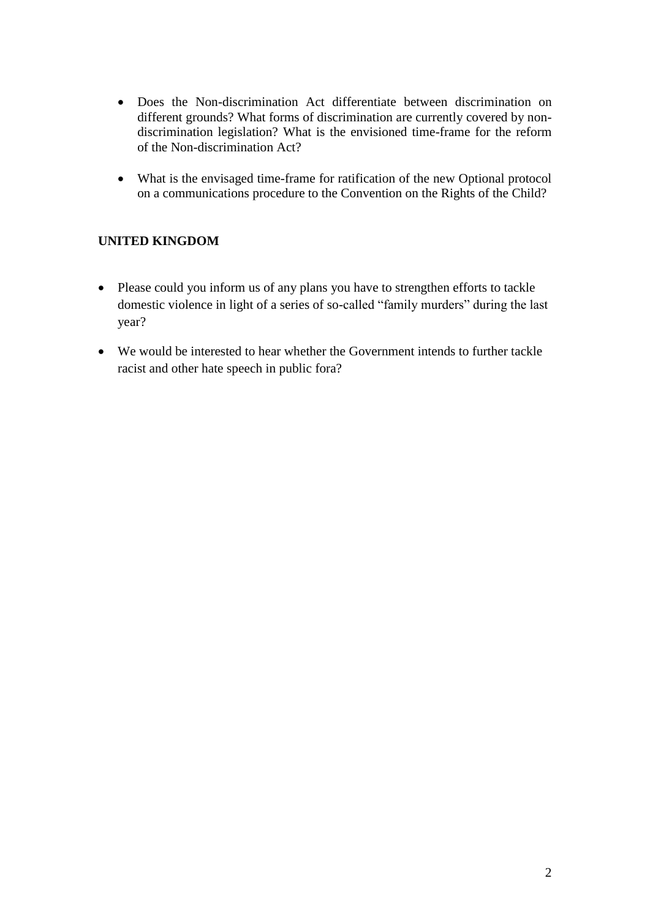- Does the Non-discrimination Act differentiate between discrimination on different grounds? What forms of discrimination are currently covered by non-discrimination legislation? What is the envisioned time-frame for the reform of the Non-discrimination Act?

- What is the envisaged time-frame for ratification of the new Optional protocol on a communications procedure to the Convention on the Rights of the Child?

**UNITED KINGDOM**

- Please could you inform us of any plans you have to strengthen efforts to tackle domestic violence in light of a series of so-called "family murders" during the last year?

- We would be interested to hear whether the Government intends to further tackle racist and other hate speech in public fora?